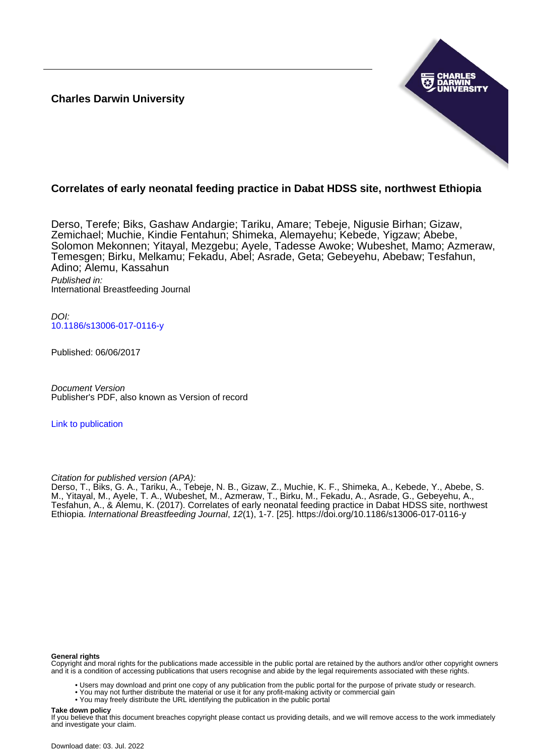**Charles Darwin University**

# Correlates of early neonatal feeding practice in Dabat HDSS site, northwest Ethiopia

Derso, Terefe; Biks, Gashaw Andargie; Tariku, Amare; Tebeje, Nigusie Birhan; Gizaw, Zemichael; Muchie, Kindie Fentahun; Shimeka, Alemayehu; Kebede, Yigzaw; Abebe, Solomon Mekonnen; Yitayal, Mezgebu; Ayele, Tadesse Awoke; Wubeshet, Mamo; Azmeraw, Temesgen; Birku, Melkamu; Fekadu, Abel; Asrade, Geta; Gebeyehu, Abebaw; Tesfahun, Adino; Alemu, Kassahun

*Published in:*
International Breastfeeding Journal

*DOI:*
10.1186/s13006-017-0116-y

Published: 06/06/2017

*Document Version*
Publisher's PDF, also known as Version of record

Link to publication

*Citation for published version (APA):*
Derso, T., Biks, G. A., Tariku, A., Tebeje, N. B., Gizaw, Z., Muchie, K. F., Shimeka, A., Kebede, Y., Abebe, S. M., Yitayal, M., Ayele, T. A., Wubeshet, M., Azmeraw, T., Birku, M., Fekadu, A., Asrade, G., Gebeyehu, A., Tesfahun, A., & Alemu, K. (2017). Correlates of early neonatal feeding practice in Dabat HDSS site, northwest Ethiopia. *International Breastfeeding Journal*, *12*(1), 1-7. [25]. https://doi.org/10.1186/s13006-017-0116-y

**General rights**
Copyright and moral rights for the publications made accessible in the public portal are retained by the authors and/or other copyright owners and it is a condition of accessing publications that users recognise and abide by the legal requirements associated with these rights.

- Users may download and print one copy of any publication from the public portal for the purpose of private study or research.
- You may not further distribute the material or use it for any profit-making activity or commercial gain
- You may freely distribute the URL identifying the publication in the public portal

**Take down policy**
If you believe that this document breaches copyright please contact us providing details, and we will remove access to the work immediately and investigate your claim.

Download date: 03. Jul. 2022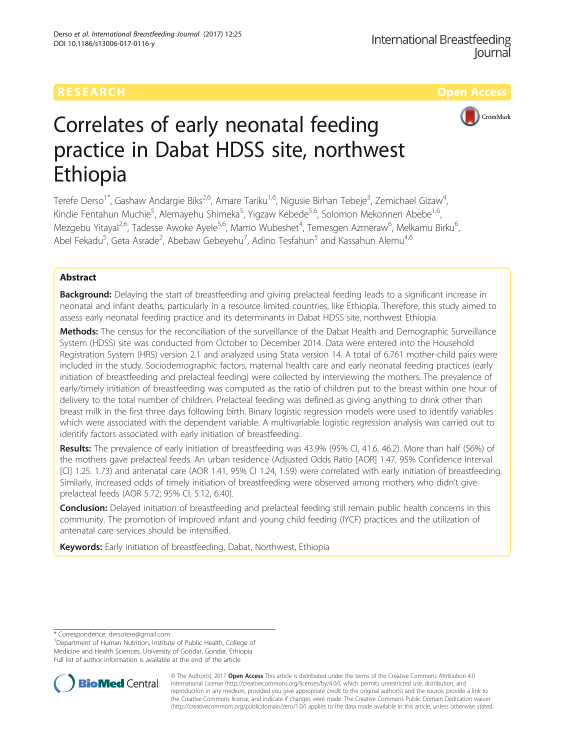# Correlates of early neonatal feeding practice in Dabat HDSS site, northwest Ethiopia

Terefe Derso[1*], Gashaw Andargie Biks[2,6], Amare Tariku[1,6], Nigusie Birhan Tebeje[3], Zemichael Gizaw[4], Kindie Fentahun Muchie[5], Alemayehu Shimeka[5], Yigzaw Kebede[5,6], Solomon Mekonnen Abebe[1,6], Mezgebu Yitayal[2,6], Tadesse Awoke Ayele[5,6], Mamo Wubeshet[4], Temesgen Azmeraw[6], Melkamu Birku[6], Abel Fekadu[5], Geta Asrade[2], Abebaw Gebeyehu[7], Adino Tesfahun[5] and Kassahun Alemu[4,6]

## Abstract

**Background:** Delaying the start of breastfeeding and giving prelacteal feeding leads to a significant increase in neonatal and infant deaths, particularly in a resource limited countries, like Ethiopia. Therefore, this study aimed to assess early neonatal feeding practice and its determinants in Dabat HDSS site, northwest Ethiopia.

**Methods:** The census for the reconciliation of the surveillance of the Dabat Health and Demographic Surveillance System (HDSS) site was conducted from October to December 2014. Data were entered into the Household Registration System (HRS) version 2.1 and analyzed using Stata version 14. A total of 6,761 mother-child pairs were included in the study. Sociodemographic factors, maternal health care and early neonatal feeding practices (early initiation of breastfeeding and prelacteal feeding) were collected by interviewing the mothers. The prevalence of early/timely initiation of breastfeeding was computed as the ratio of children put to the breast within one hour of delivery to the total number of children. Prelacteal feeding was defined as giving anything to drink other than breast milk in the first three days following birth. Binary logistic regression models were used to identify variables which were associated with the dependent variable. A multivariable logistic regression analysis was carried out to identify factors associated with early initiation of breastfeeding.

**Results:** The prevalence of early initiation of breastfeeding was 43.9% (95% CI, 41.6, 46.2). More than half (56%) of the mothers gave prelacteal feeds. An urban residence (Adjusted Odds Ratio [AOR] 1.47, 95% Confidence Interval [CI] 1.25. 1.73) and antenatal care (AOR 1.41, 95% CI 1.24, 1.59) were correlated with early initiation of breastfeeding. Similarly, increased odds of timely initiation of breastfeeding were observed among mothers who didn't give prelacteal feeds (AOR 5.72; 95% CI, 5.12, 6.40).

**Conclusion:** Delayed initiation of breastfeeding and prelacteal feeding still remain public health concerns in this community. The promotion of improved infant and young child feeding (IYCF) practices and the utilization of antenatal care services should be intensified.

**Keywords:** Early initiation of breastfeeding, Dabat, Northwest, Ethiopia

---

\* Correspondence: dersotere@gmail.com
[1]Department of Human Nutrition, Institute of Public Health, College of Medicine and Health Sciences, University of Gondar, Gondar, Ethiopia
Full list of author information is available at the end of the article

© The Author(s). 2017 **Open Access** This article is distributed under the terms of the Creative Commons Attribution 4.0 International License (http://creativecommons.org/licenses/by/4.0/), which permits unrestricted use, distribution, and reproduction in any medium, provided you give appropriate credit to the original author(s) and the source, provide a link to the Creative Commons license, and indicate if changes were made. The Creative Commons Public Domain Dedication waiver (http://creativecommons.org/publicdomain/zero/1.0/) applies to the data made available in this article, unless otherwise stated.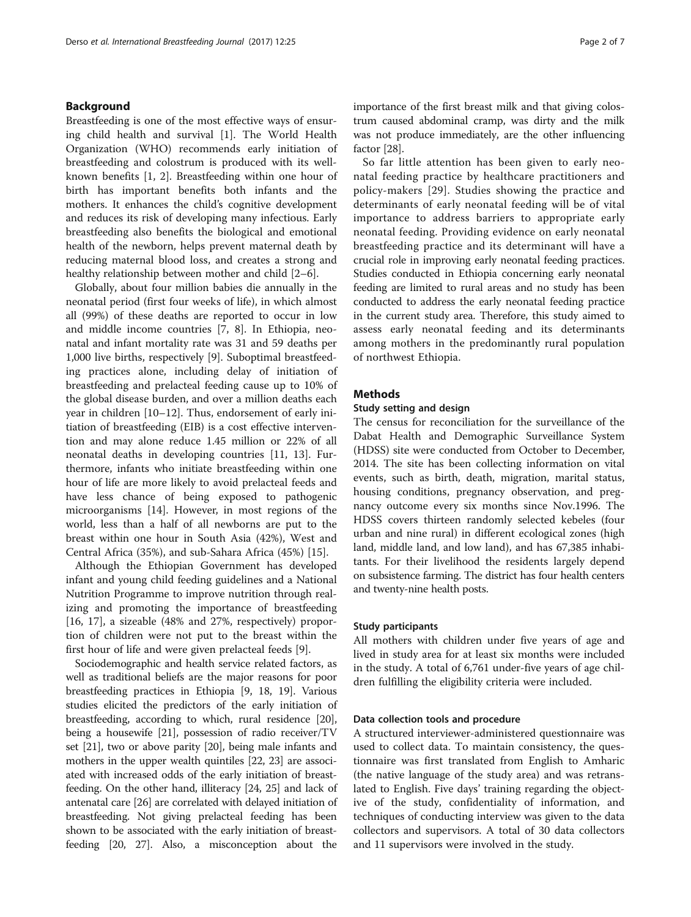## Background

Breastfeeding is one of the most effective ways of ensuring child health and survival [1]. The World Health Organization (WHO) recommends early initiation of breastfeeding and colostrum is produced with its well-known benefits [1, 2]. Breastfeeding within one hour of birth has important benefits both infants and the mothers. It enhances the child's cognitive development and reduces its risk of developing many infectious. Early breastfeeding also benefits the biological and emotional health of the newborn, helps prevent maternal death by reducing maternal blood loss, and creates a strong and healthy relationship between mother and child [2–6].

Globally, about four million babies die annually in the neonatal period (first four weeks of life), in which almost all (99%) of these deaths are reported to occur in low and middle income countries [7, 8]. In Ethiopia, neonatal and infant mortality rate was 31 and 59 deaths per 1,000 live births, respectively [9]. Suboptimal breastfeeding practices alone, including delay of initiation of breastfeeding and prelacteal feeding cause up to 10% of the global disease burden, and over a million deaths each year in children [10–12]. Thus, endorsement of early initiation of breastfeeding (EIB) is a cost effective intervention and may alone reduce 1.45 million or 22% of all neonatal deaths in developing countries [11, 13]. Furthermore, infants who initiate breastfeeding within one hour of life are more likely to avoid prelacteal feeds and have less chance of being exposed to pathogenic microorganisms [14]. However, in most regions of the world, less than a half of all newborns are put to the breast within one hour in South Asia (42%), West and Central Africa (35%), and sub-Sahara Africa (45%) [15].

Although the Ethiopian Government has developed infant and young child feeding guidelines and a National Nutrition Programme to improve nutrition through realizing and promoting the importance of breastfeeding [16, 17], a sizeable (48% and 27%, respectively) proportion of children were not put to the breast within the first hour of life and were given prelacteal feeds [9].

Sociodemographic and health service related factors, as well as traditional beliefs are the major reasons for poor breastfeeding practices in Ethiopia [9, 18, 19]. Various studies elicited the predictors of the early initiation of breastfeeding, according to which, rural residence [20], being a housewife [21], possession of radio receiver/TV set [21], two or above parity [20], being male infants and mothers in the upper wealth quintiles [22, 23] are associated with increased odds of the early initiation of breastfeeding. On the other hand, illiteracy [24, 25] and lack of antenatal care [26] are correlated with delayed initiation of breastfeeding. Not giving prelacteal feeding has been shown to be associated with the early initiation of breastfeeding [20, 27]. Also, a misconception about the importance of the first breast milk and that giving colostrum caused abdominal cramp, was dirty and the milk was not produce immediately, are the other influencing factor [28].

So far little attention has been given to early neonatal feeding practice by healthcare practitioners and policy-makers [29]. Studies showing the practice and determinants of early neonatal feeding will be of vital importance to address barriers to appropriate early neonatal feeding. Providing evidence on early neonatal breastfeeding practice and its determinant will have a crucial role in improving early neonatal feeding practices. Studies conducted in Ethiopia concerning early neonatal feeding are limited to rural areas and no study has been conducted to address the early neonatal feeding practice in the current study area. Therefore, this study aimed to assess early neonatal feeding and its determinants among mothers in the predominantly rural population of northwest Ethiopia.

## Methods

### Study setting and design

The census for reconciliation for the surveillance of the Dabat Health and Demographic Surveillance System (HDSS) site were conducted from October to December, 2014. The site has been collecting information on vital events, such as birth, death, migration, marital status, housing conditions, pregnancy observation, and pregnancy outcome every six months since Nov.1996. The HDSS covers thirteen randomly selected kebeles (four urban and nine rural) in different ecological zones (high land, middle land, and low land), and has 67,385 inhabitants. For their livelihood the residents largely depend on subsistence farming. The district has four health centers and twenty-nine health posts.

### Study participants

All mothers with children under five years of age and lived in study area for at least six months were included in the study. A total of 6,761 under-five years of age children fulfilling the eligibility criteria were included.

### Data collection tools and procedure

A structured interviewer-administered questionnaire was used to collect data. To maintain consistency, the questionnaire was first translated from English to Amharic (the native language of the study area) and was retranslated to English. Five days' training regarding the objective of the study, confidentiality of information, and techniques of conducting interview was given to the data collectors and supervisors. A total of 30 data collectors and 11 supervisors were involved in the study.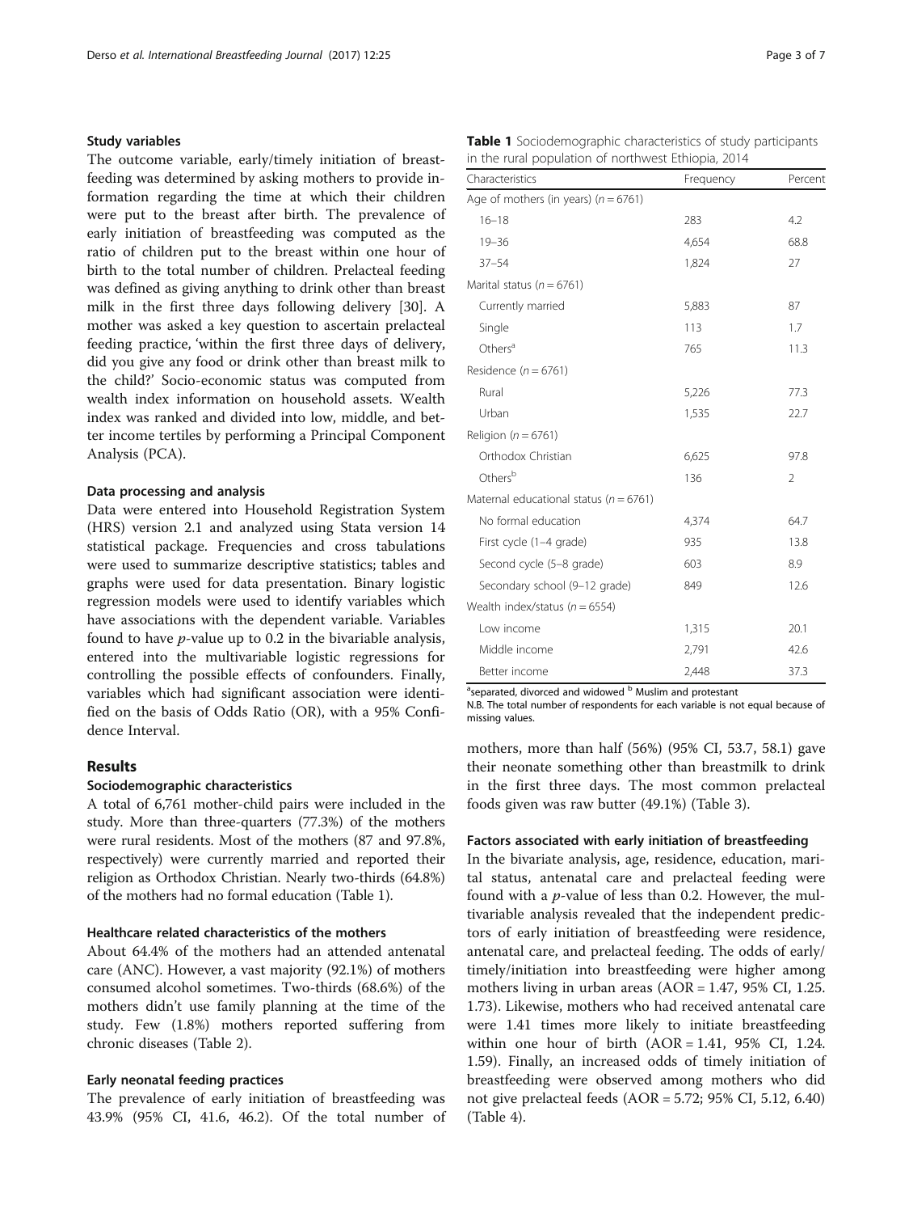### Study variables

The outcome variable, early/timely initiation of breastfeeding was determined by asking mothers to provide information regarding the time at which their children were put to the breast after birth. The prevalence of early initiation of breastfeeding was computed as the ratio of children put to the breast within one hour of birth to the total number of children. Prelacteal feeding was defined as giving anything to drink other than breast milk in the first three days following delivery [30]. A mother was asked a key question to ascertain prelacteal feeding practice, 'within the first three days of delivery, did you give any food or drink other than breast milk to the child?' Socio-economic status was computed from wealth index information on household assets. Wealth index was ranked and divided into low, middle, and better income tertiles by performing a Principal Component Analysis (PCA).

### Data processing and analysis

Data were entered into Household Registration System (HRS) version 2.1 and analyzed using Stata version 14 statistical package. Frequencies and cross tabulations were used to summarize descriptive statistics; tables and graphs were used for data presentation. Binary logistic regression models were used to identify variables which have associations with the dependent variable. Variables found to have *p*-value up to 0.2 in the bivariable analysis, entered into the multivariable logistic regressions for controlling the possible effects of confounders. Finally, variables which had significant association were identified on the basis of Odds Ratio (OR), with a 95% Confidence Interval.

## Results

### Sociodemographic characteristics

A total of 6,761 mother-child pairs were included in the study. More than three-quarters (77.3%) of the mothers were rural residents. Most of the mothers (87 and 97.8%, respectively) were currently married and reported their religion as Orthodox Christian. Nearly two-thirds (64.8%) of the mothers had no formal education (Table 1).

**Table 1** Sociodemographic characteristics of study participants in the rural population of northwest Ethiopia, 2014

| Characteristics | Frequency | Percent |
|---|---|---|
| Age of mothers (in years) (*n* = 6761) | | |
| 16–18 | 283 | 4.2 |
| 19–36 | 4,654 | 68.8 |
| 37–54 | 1,824 | 27 |
| Marital status (*n* = 6761) | | |
| Currently married | 5,883 | 87 |
| Single | 113 | 1.7 |
| Others[a] | 765 | 11.3 |
| Residence (*n* = 6761) | | |
| Rural | 5,226 | 77.3 |
| Urban | 1,535 | 22.7 |
| Religion (*n* = 6761) | | |
| Orthodox Christian | 6,625 | 97.8 |
| Others[b] | 136 | 2 |
| Maternal educational status (*n* = 6761) | | |
| No formal education | 4,374 | 64.7 |
| First cycle (1–4 grade) | 935 | 13.8 |
| Second cycle (5–8 grade) | 603 | 8.9 |
| Secondary school (9–12 grade) | 849 | 12.6 |
| Wealth index/status (*n* = 6554) | | |
| Low income | 1,315 | 20.1 |
| Middle income | 2,791 | 42.6 |
| Better income | 2,448 | 37.3 |

[a]separated, divorced and widowed [b] Muslim and protestant

N.B. The total number of respondents for each variable is not equal because of missing values.

### Healthcare related characteristics of the mothers

About 64.4% of the mothers had an attended antenatal care (ANC). However, a vast majority (92.1%) of mothers consumed alcohol sometimes. Two-thirds (68.6%) of the mothers didn't use family planning at the time of the study. Few (1.8%) mothers reported suffering from chronic diseases (Table 2).

### Early neonatal feeding practices

The prevalence of early initiation of breastfeeding was 43.9% (95% CI, 41.6, 46.2). Of the total number of mothers, more than half (56%) (95% CI, 53.7, 58.1) gave their neonate something other than breastmilk to drink in the first three days. The most common prelacteal foods given was raw butter (49.1%) (Table 3).

### Factors associated with early initiation of breastfeeding

In the bivariate analysis, age, residence, education, marital status, antenatal care and prelacteal feeding were found with a *p*-value of less than 0.2. However, the multivariable analysis revealed that the independent predictors of early initiation of breastfeeding were residence, antenatal care, and prelacteal feeding. The odds of early/timely/initiation into breastfeeding were higher among mothers living in urban areas (AOR = 1.47, 95% CI, 1.25. 1.73). Likewise, mothers who had received antenatal care were 1.41 times more likely to initiate breastfeeding within one hour of birth (AOR = 1.41, 95% CI, 1.24. 1.59). Finally, an increased odds of timely initiation of breastfeeding were observed among mothers who did not give prelacteal feeds (AOR = 5.72; 95% CI, 5.12, 6.40) (Table 4).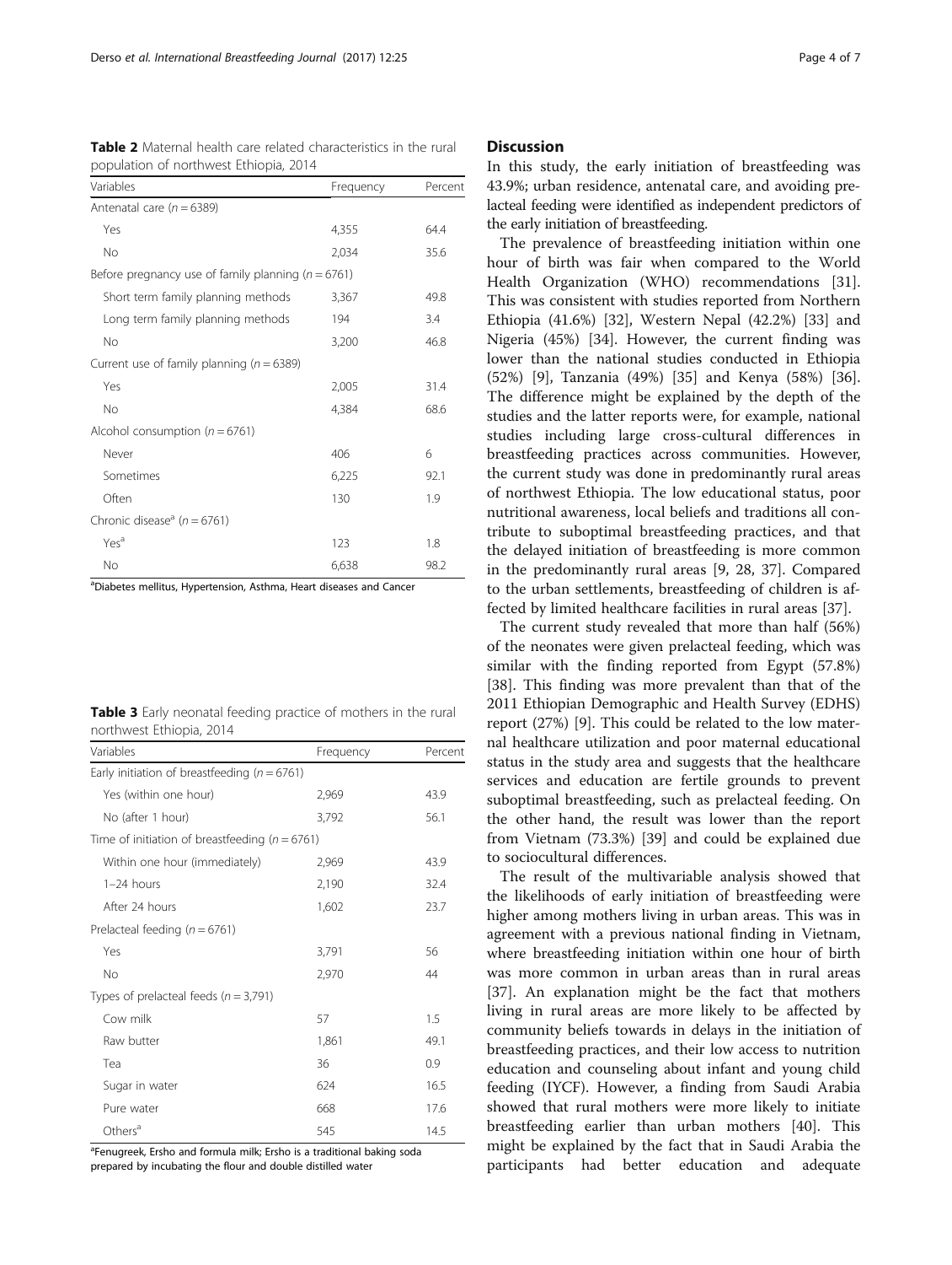**Table 2** Maternal health care related characteristics in the rural population of northwest Ethiopia, 2014

| Variables | Frequency | Percent |
|---|---|---|
| Antenatal care ($n = 6389$) | | |
| Yes | 4,355 | 64.4 |
| No | 2,034 | 35.6 |
| Before pregnancy use of family planning ($n = 6761$) | | |
| Short term family planning methods | 3,367 | 49.8 |
| Long term family planning methods | 194 | 3.4 |
| No | 3,200 | 46.8 |
| Current use of family planning ($n = 6389$) | | |
| Yes | 2,005 | 31.4 |
| No | 4,384 | 68.6 |
| Alcohol consumption ($n = 6761$) | | |
| Never | 406 | 6 |
| Sometimes | 6,225 | 92.1 |
| Often | 130 | 1.9 |
| Chronic disease[a] ($n = 6761$) | | |
| Yes[a] | 123 | 1.8 |
| No | 6,638 | 98.2 |

[a]Diabetes mellitus, Hypertension, Asthma, Heart diseases and Cancer

**Table 3** Early neonatal feeding practice of mothers in the rural northwest Ethiopia, 2014

| Variables | Frequency | Percent |
|---|---|---|
| Early initiation of breastfeeding ($n = 6761$) | | |
| Yes (within one hour) | 2,969 | 43.9 |
| No (after 1 hour) | 3,792 | 56.1 |
| Time of initiation of breastfeeding ($n = 6761$) | | |
| Within one hour (immediately) | 2,969 | 43.9 |
| 1–24 hours | 2,190 | 32.4 |
| After 24 hours | 1,602 | 23.7 |
| Prelacteal feeding ($n = 6761$) | | |
| Yes | 3,791 | 56 |
| No | 2,970 | 44 |
| Types of prelacteal feeds ($n = 3,791$) | | |
| Cow milk | 57 | 1.5 |
| Raw butter | 1,861 | 49.1 |
| Tea | 36 | 0.9 |
| Sugar in water | 624 | 16.5 |
| Pure water | 668 | 17.6 |
| Others[a] | 545 | 14.5 |

[a]Fenugreek, Ersho and formula milk; Ersho is a traditional baking soda prepared by incubating the flour and double distilled water

## Discussion

In this study, the early initiation of breastfeeding was 43.9%; urban residence, antenatal care, and avoiding prelacteal feeding were identified as independent predictors of the early initiation of breastfeeding.

The prevalence of breastfeeding initiation within one hour of birth was fair when compared to the World Health Organization (WHO) recommendations [31]. This was consistent with studies reported from Northern Ethiopia (41.6%) [32], Western Nepal (42.2%) [33] and Nigeria (45%) [34]. However, the current finding was lower than the national studies conducted in Ethiopia (52%) [9], Tanzania (49%) [35] and Kenya (58%) [36]. The difference might be explained by the depth of the studies and the latter reports were, for example, national studies including large cross-cultural differences in breastfeeding practices across communities. However, the current study was done in predominantly rural areas of northwest Ethiopia. The low educational status, poor nutritional awareness, local beliefs and traditions all contribute to suboptimal breastfeeding practices, and that the delayed initiation of breastfeeding is more common in the predominantly rural areas [9, 28, 37]. Compared to the urban settlements, breastfeeding of children is affected by limited healthcare facilities in rural areas [37].

The current study revealed that more than half (56%) of the neonates were given prelacteal feeding, which was similar with the finding reported from Egypt (57.8%) [38]. This finding was more prevalent than that of the 2011 Ethiopian Demographic and Health Survey (EDHS) report (27%) [9]. This could be related to the low maternal healthcare utilization and poor maternal educational status in the study area and suggests that the healthcare services and education are fertile grounds to prevent suboptimal breastfeeding, such as prelacteal feeding. On the other hand, the result was lower than the report from Vietnam (73.3%) [39] and could be explained due to sociocultural differences.

The result of the multivariable analysis showed that the likelihoods of early initiation of breastfeeding were higher among mothers living in urban areas. This was in agreement with a previous national finding in Vietnam, where breastfeeding initiation within one hour of birth was more common in urban areas than in rural areas [37]. An explanation might be the fact that mothers living in rural areas are more likely to be affected by community beliefs towards in delays in the initiation of breastfeeding practices, and their low access to nutrition education and counseling about infant and young child feeding (IYCF). However, a finding from Saudi Arabia showed that rural mothers were more likely to initiate breastfeeding earlier than urban mothers [40]. This might be explained by the fact that in Saudi Arabia the participants had better education and adequate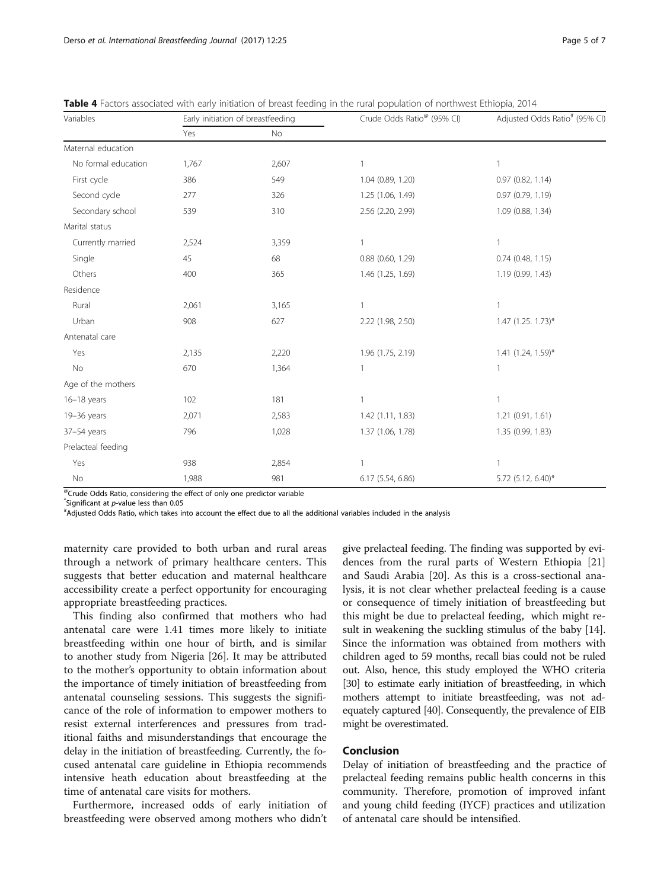**Table 4** Factors associated with early initiation of breast feeding in the rural population of northwest Ethiopia, 2014

| Variables | Early initiation of breastfeeding | | Crude Odds Ratio[@] (95% CI) | Adjusted Odds Ratio[#] (95% CI) |
|---|---|---|---|---|
| | Yes | No | | |
| Maternal education | | | | |
| No formal education | 1,767 | 2,607 | 1 | 1 |
| First cycle | 386 | 549 | 1.04 (0.89, 1.20) | 0.97 (0.82, 1.14) |
| Second cycle | 277 | 326 | 1.25 (1.06, 1.49) | 0.97 (0.79, 1.19) |
| Secondary school | 539 | 310 | 2.56 (2.20, 2.99) | 1.09 (0.88, 1.34) |
| Marital status | | | | |
| Currently married | 2,524 | 3,359 | 1 | 1 |
| Single | 45 | 68 | 0.88 (0.60, 1.29) | 0.74 (0.48, 1.15) |
| Others | 400 | 365 | 1.46 (1.25, 1.69) | 1.19 (0.99, 1.43) |
| Residence | | | | |
| Rural | 2,061 | 3,165 | 1 | 1 |
| Urban | 908 | 627 | 2.22 (1.98, 2.50) | 1.47 (1.25. 1.73)* |
| Antenatal care | | | | |
| Yes | 2,135 | 2,220 | 1.96 (1.75, 2.19) | 1.41 (1.24, 1.59)* |
| No | 670 | 1,364 | 1 | 1 |
| Age of the mothers | | | | |
| 16–18 years | 102 | 181 | 1 | 1 |
| 19–36 years | 2,071 | 2,583 | 1.42 (1.11, 1.83) | 1.21 (0.91, 1.61) |
| 37–54 years | 796 | 1,028 | 1.37 (1.06, 1.78) | 1.35 (0.99, 1.83) |
| Prelacteal feeding | | | | |
| Yes | 938 | 2,854 | 1 | 1 |
| No | 1,988 | 981 | 6.17 (5.54, 6.86) | 5.72 (5.12, 6.40)* |

[@]Crude Odds Ratio, considering the effect of only one predictor variable
[*]Significant at *p*-value less than 0.05
[#]Adjusted Odds Ratio, which takes into account the effect due to all the additional variables included in the analysis

maternity care provided to both urban and rural areas through a network of primary healthcare centers. This suggests that better education and maternal healthcare accessibility create a perfect opportunity for encouraging appropriate breastfeeding practices.

This finding also confirmed that mothers who had antenatal care were 1.41 times more likely to initiate breastfeeding within one hour of birth, and is similar to another study from Nigeria [26]. It may be attributed to the mother's opportunity to obtain information about the importance of timely initiation of breastfeeding from antenatal counseling sessions. This suggests the significance of the role of information to empower mothers to resist external interferences and pressures from traditional faiths and misunderstandings that encourage the delay in the initiation of breastfeeding. Currently, the focused antenatal care guideline in Ethiopia recommends intensive heath education about breastfeeding at the time of antenatal care visits for mothers.

Furthermore, increased odds of early initiation of breastfeeding were observed among mothers who didn't give prelacteal feeding. The finding was supported by evidences from the rural parts of Western Ethiopia [21] and Saudi Arabia [20]. As this is a cross-sectional analysis, it is not clear whether prelacteal feeding is a cause or consequence of timely initiation of breastfeeding but this might be due to prelacteal feeding, which might result in weakening the suckling stimulus of the baby [14]. Since the information was obtained from mothers with children aged to 59 months, recall bias could not be ruled out. Also, hence, this study employed the WHO criteria [30] to estimate early initiation of breastfeeding, in which mothers attempt to initiate breastfeeding, was not adequately captured [40]. Consequently, the prevalence of EIB might be overestimated.

## Conclusion

Delay of initiation of breastfeeding and the practice of prelacteal feeding remains public health concerns in this community. Therefore, promotion of improved infant and young child feeding (IYCF) practices and utilization of antenatal care should be intensified.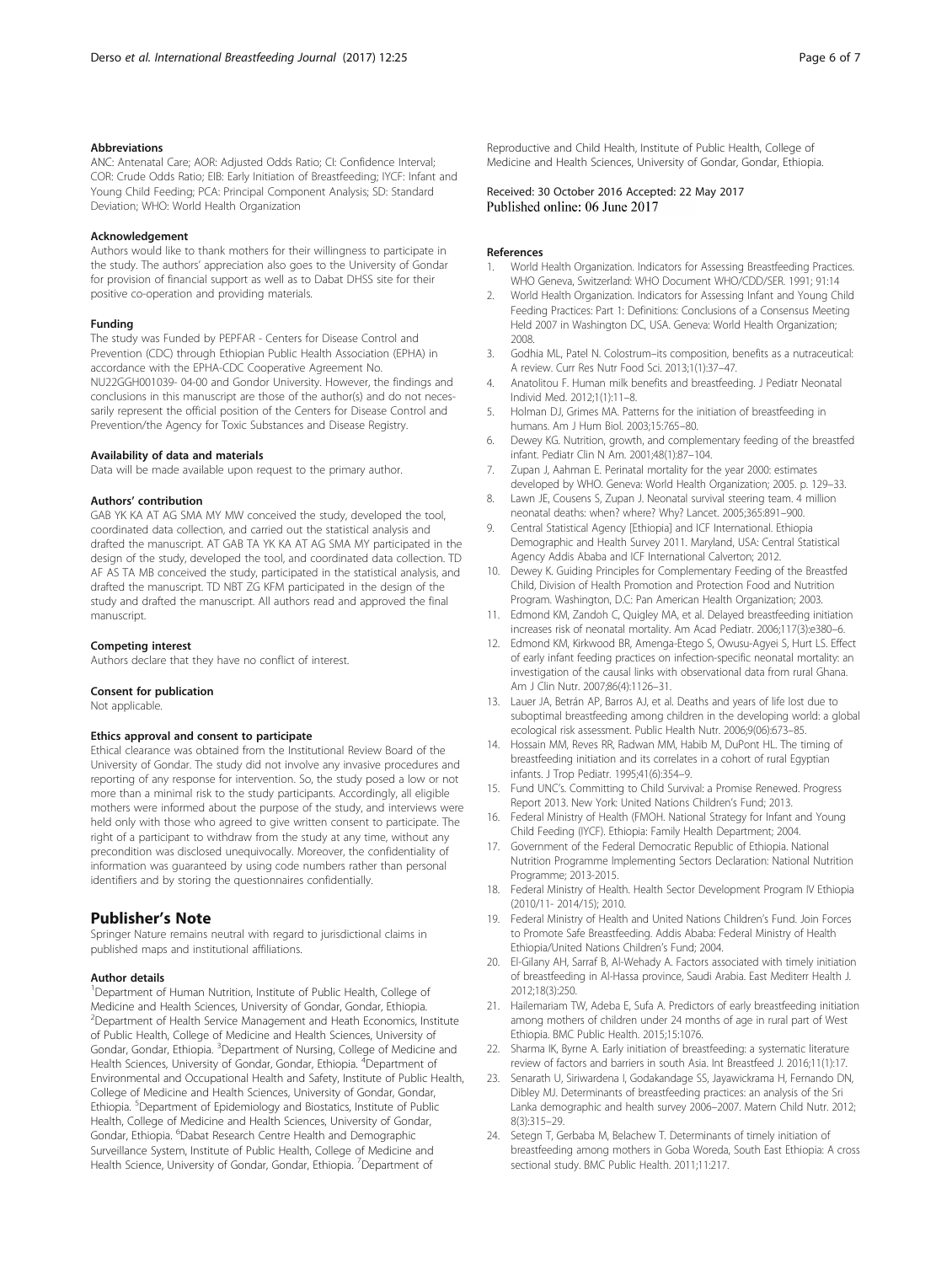### Abbreviations

ANC: Antenatal Care; AOR: Adjusted Odds Ratio; CI: Confidence Interval; COR: Crude Odds Ratio; EIB: Early Initiation of Breastfeeding; IYCF: Infant and Young Child Feeding; PCA: Principal Component Analysis; SD: Standard Deviation; WHO: World Health Organization

### Acknowledgement

Authors would like to thank mothers for their willingness to participate in the study. The authors' appreciation also goes to the University of Gondar for provision of financial support as well as to Dabat DHSS site for their positive co-operation and providing materials.

### Funding

The study was Funded by PEPFAR - Centers for Disease Control and Prevention (CDC) through Ethiopian Public Health Association (EPHA) in accordance with the EPHA-CDC Cooperative Agreement No. NU22GGH001039- 04-00 and Gondor University. However, the findings and conclusions in this manuscript are those of the author(s) and do not necessarily represent the official position of the Centers for Disease Control and Prevention/the Agency for Toxic Substances and Disease Registry.

### Availability of data and materials

Data will be made available upon request to the primary author.

### Authors' contribution

GAB YK KA AT AG SMA MY MW conceived the study, developed the tool, coordinated data collection, and carried out the statistical analysis and drafted the manuscript. AT GAB TA YK KA AT AG SMA MY participated in the design of the study, developed the tool, and coordinated data collection. TD AF AS TA MB conceived the study, participated in the statistical analysis, and drafted the manuscript. TD NBT ZG KFM participated in the design of the study and drafted the manuscript. All authors read and approved the final manuscript.

### Competing interest

Authors declare that they have no conflict of interest.

### Consent for publication

Not applicable.

### Ethics approval and consent to participate

Ethical clearance was obtained from the Institutional Review Board of the University of Gondar. The study did not involve any invasive procedures and reporting of any response for intervention. So, the study posed a low or not more than a minimal risk to the study participants. Accordingly, all eligible mothers were informed about the purpose of the study, and interviews were held only with those who agreed to give written consent to participate. The right of a participant to withdraw from the study at any time, without any precondition was disclosed unequivocally. Moreover, the confidentiality of information was guaranteed by using code numbers rather than personal identifiers and by storing the questionnaires confidentially.

## Publisher's Note

Springer Nature remains neutral with regard to jurisdictional claims in published maps and institutional affiliations.

### Author details

[1]Department of Human Nutrition, Institute of Public Health, College of Medicine and Health Sciences, University of Gondar, Gondar, Ethiopia. [2]Department of Health Service Management and Heath Economics, Institute of Public Health, College of Medicine and Health Sciences, University of Gondar, Gondar, Ethiopia. [3]Department of Nursing, College of Medicine and Health Sciences, University of Gondar, Gondar, Ethiopia. [4]Department of Environmental and Occupational Health and Safety, Institute of Public Health, College of Medicine and Health Sciences, University of Gondar, Gondar, Ethiopia. [5]Department of Epidemiology and Biostatics, Institute of Public Health, College of Medicine and Health Sciences, University of Gondar, Gondar, Ethiopia. [6]Dabat Research Centre Health and Demographic Surveillance System, Institute of Public Health, College of Medicine and Health Science, University of Gondar, Gondar, Ethiopia. [7]Department of Reproductive and Child Health, Institute of Public Health, College of Medicine and Health Sciences, University of Gondar, Gondar, Ethiopia.

Received: 30 October 2016 Accepted: 22 May 2017
Published online: 06 June 2017

### References

1. World Health Organization. Indicators for Assessing Breastfeeding Practices. WHO Geneva, Switzerland: WHO Document WHO/CDD/SER. 1991; 91:14
2. World Health Organization. Indicators for Assessing Infant and Young Child Feeding Practices: Part 1: Definitions: Conclusions of a Consensus Meeting Held 2007 in Washington DC, USA. Geneva: World Health Organization; 2008.
3. Godhia ML, Patel N. Colostrum–its composition, benefits as a nutraceutical: A review. Curr Res Nutr Food Sci. 2013;1(1):37–47.
4. Anatolitou F. Human milk benefits and breastfeeding. J Pediatr Neonatal Individ Med. 2012;1(1):11–8.
5. Holman DJ, Grimes MA. Patterns for the initiation of breastfeeding in humans. Am J Hum Biol. 2003;15:765–80.
6. Dewey KG. Nutrition, growth, and complementary feeding of the breastfed infant. Pediatr Clin N Am. 2001;48(1):87–104.
7. Zupan J, Aahman E. Perinatal mortality for the year 2000: estimates developed by WHO. Geneva: World Health Organization; 2005. p. 129–33.
8. Lawn JE, Cousens S, Zupan J. Neonatal survival steering team. 4 million neonatal deaths: when? where? Why? Lancet. 2005;365:891–900.
9. Central Statistical Agency [Ethiopia] and ICF International. Ethiopia Demographic and Health Survey 2011. Maryland, USA: Central Statistical Agency Addis Ababa and ICF International Calverton; 2012.
10. Dewey K. Guiding Principles for Complementary Feeding of the Breastfed Child, Division of Health Promotion and Protection Food and Nutrition Program. Washington, D.C: Pan American Health Organization; 2003.
11. Edmond KM, Zandoh C, Quigley MA, et al. Delayed breastfeeding initiation increases risk of neonatal mortality. Am Acad Pediatr. 2006;117(3):e380–6.
12. Edmond KM, Kirkwood BR, Amenga-Etego S, Owusu-Agyei S, Hurt LS. Effect of early infant feeding practices on infection-specific neonatal mortality: an investigation of the causal links with observational data from rural Ghana. Am J Clin Nutr. 2007;86(4):1126–31.
13. Lauer JA, Betrán AP, Barros AJ, et al. Deaths and years of life lost due to suboptimal breastfeeding among children in the developing world: a global ecological risk assessment. Public Health Nutr. 2006;9(06):673–85.
14. Hossain MM, Reves RR, Radwan MM, Habib M, DuPont HL. The timing of breastfeeding initiation and its correlates in a cohort of rural Egyptian infants. J Trop Pediatr. 1995;41(6):354–9.
15. Fund UNC's. Committing to Child Survival: a Promise Renewed. Progress Report 2013. New York: United Nations Children's Fund; 2013.
16. Federal Ministry of Health (FMOH. National Strategy for Infant and Young Child Feeding (IYCF). Ethiopia: Family Health Department; 2004.
17. Government of the Federal Democratic Republic of Ethiopia. National Nutrition Programme Implementing Sectors Declaration: National Nutrition Programme; 2013-2015.
18. Federal Ministry of Health. Health Sector Development Program IV Ethiopia (2010/11- 2014/15); 2010.
19. Federal Ministry of Health and United Nations Children's Fund. Join Forces to Promote Safe Breastfeeding. Addis Ababa: Federal Ministry of Health Ethiopia/United Nations Children's Fund; 2004.
20. El-Gilany AH, Sarraf B, Al-Wehady A. Factors associated with timely initiation of breastfeeding in Al-Hassa province, Saudi Arabia. East Mediterr Health J. 2012;18(3):250.
21. Hailemariam TW, Adeba E, Sufa A. Predictors of early breastfeeding initiation among mothers of children under 24 months of age in rural part of West Ethiopia. BMC Public Health. 2015;15:1076.
22. Sharma IK, Byrne A. Early initiation of breastfeeding: a systematic literature review of factors and barriers in south Asia. Int Breastfeed J. 2016;11(1):17.
23. Senarath U, Siriwardena I, Godakandage SS, Jayawickrama H, Fernando DN, Dibley MJ. Determinants of breastfeeding practices: an analysis of the Sri Lanka demographic and health survey 2006–2007. Matern Child Nutr. 2012; 8(3):315–29.
24. Setegn T, Gerbaba M, Belachew T. Determinants of timely initiation of breastfeeding among mothers in Goba Woreda, South East Ethiopia: A cross sectional study. BMC Public Health. 2011;11:217.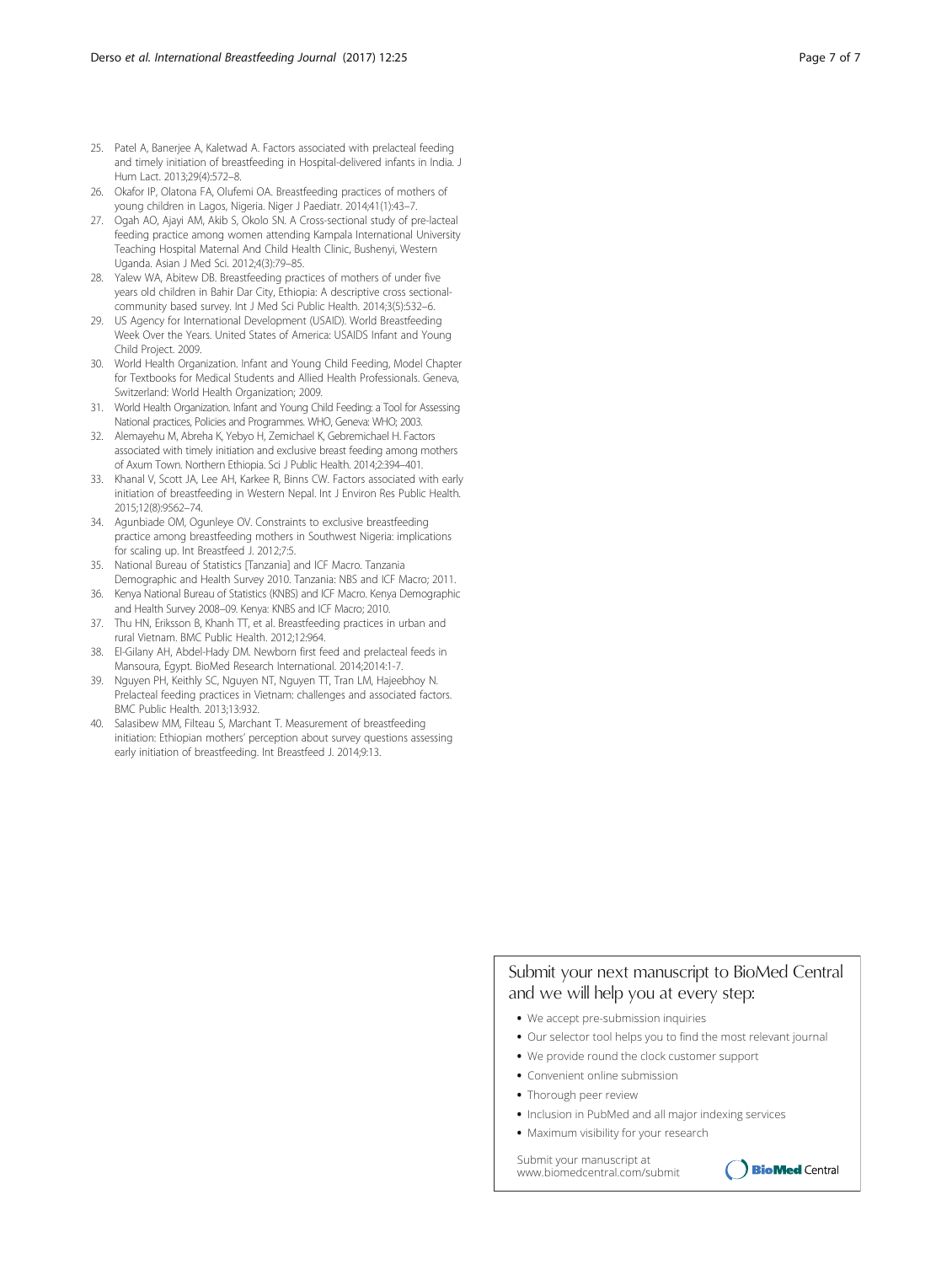25. Patel A, Banerjee A, Kaletwad A. Factors associated with prelacteal feeding and timely initiation of breastfeeding in Hospital-delivered infants in India. J Hum Lact. 2013;29(4):572–8.
26. Okafor IP, Olatona FA, Olufemi OA. Breastfeeding practices of mothers of young children in Lagos, Nigeria. Niger J Paediatr. 2014;41(1):43–7.
27. Ogah AO, Ajayi AM, Akib S, Okolo SN. A Cross-sectional study of pre-lacteal feeding practice among women attending Kampala International University Teaching Hospital Maternal And Child Health Clinic, Bushenyi, Western Uganda. Asian J Med Sci. 2012;4(3):79–85.
28. Yalew WA, Abitew DB. Breastfeeding practices of mothers of under five years old children in Bahir Dar City, Ethiopia: A descriptive cross sectional-community based survey. Int J Med Sci Public Health. 2014;3(5):532–6.
29. US Agency for International Development (USAID). World Breastfeeding Week Over the Years. United States of America: USAIDS Infant and Young Child Project. 2009.
30. World Health Organization. Infant and Young Child Feeding, Model Chapter for Textbooks for Medical Students and Allied Health Professionals. Geneva, Switzerland: World Health Organization; 2009.
31. World Health Organization. Infant and Young Child Feeding: a Tool for Assessing National practices, Policies and Programmes. WHO, Geneva: WHO; 2003.
32. Alemayehu M, Abreha K, Yebyo H, Zemichael K, Gebremichael H. Factors associated with timely initiation and exclusive breast feeding among mothers of Axum Town. Northern Ethiopia. Sci J Public Health. 2014;2:394–401.
33. Khanal V, Scott JA, Lee AH, Karkee R, Binns CW. Factors associated with early initiation of breastfeeding in Western Nepal. Int J Environ Res Public Health. 2015;12(8):9562–74.
34. Agunbiade OM, Ogunleye OV. Constraints to exclusive breastfeeding practice among breastfeeding mothers in Southwest Nigeria: implications for scaling up. Int Breastfeed J. 2012;7:5.
35. National Bureau of Statistics [Tanzania] and ICF Macro. Tanzania Demographic and Health Survey 2010. Tanzania: NBS and ICF Macro; 2011.
36. Kenya National Bureau of Statistics (KNBS) and ICF Macro. Kenya Demographic and Health Survey 2008–09. Kenya: KNBS and ICF Macro; 2010.
37. Thu HN, Eriksson B, Khanh TT, et al. Breastfeeding practices in urban and rural Vietnam. BMC Public Health. 2012;12:964.
38. El-Gilany AH, Abdel-Hady DM. Newborn first feed and prelacteal feeds in Mansoura, Egypt. BioMed Research International. 2014;2014:1-7.
39. Nguyen PH, Keithly SC, Nguyen NT, Nguyen TT, Tran LM, Hajeebhoy N. Prelacteal feeding practices in Vietnam: challenges and associated factors. BMC Public Health. 2013;13:932.
40. Salasibew MM, Filteau S, Marchant T. Measurement of breastfeeding initiation: Ethiopian mothers' perception about survey questions assessing early initiation of breastfeeding. Int Breastfeed J. 2014;9:13.

Submit your next manuscript to BioMed Central and we will help you at every step:

- We accept pre-submission inquiries
- Our selector tool helps you to find the most relevant journal
- We provide round the clock customer support
- Convenient online submission
- Thorough peer review
- Inclusion in PubMed and all major indexing services
- Maximum visibility for your research

Submit your manuscript at
www.biomedcentral.com/submit

BioMed Central